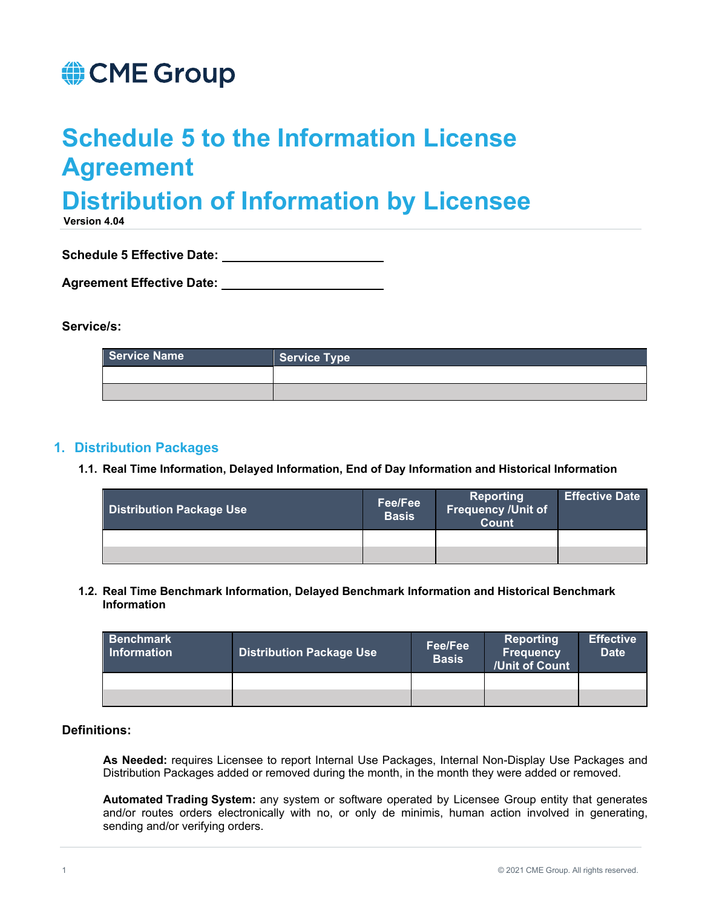CME Group

# Schedule 5 to the Information License Agreement

# Distribution of Information by Licensee

**Version 4.04**

**Schedule 5 Effective Date:** ______________________

**Agreement Effective Date:** ______________________

**Service/s:**

| Service Name | Service Type |
|---|---|
| | |
| | |

## 1. Distribution Packages

### 1.1. Real Time Information, Delayed Information, End of Day Information and Historical Information

| Distribution Package Use | Fee/Fee Basis | Reporting Frequency /Unit of Count | Effective Date |
|---|---|---|---|
| | | | |
| | | | |

### 1.2. Real Time Benchmark Information, Delayed Benchmark Information and Historical Benchmark Information

| Benchmark Information | Distribution Package Use | Fee/Fee Basis | Reporting Frequency /Unit of Count | Effective Date |
|---|---|---|---|---|
| | | | | |
| | | | | |

**Definitions:**

**As Needed:** requires Licensee to report Internal Use Packages, Internal Non-Display Use Packages and Distribution Packages added or removed during the month, in the month they were added or removed.

**Automated Trading System:** any system or software operated by Licensee Group entity that generates and/or routes orders electronically with no, or only de minimis, human action involved in generating, sending and/or verifying orders.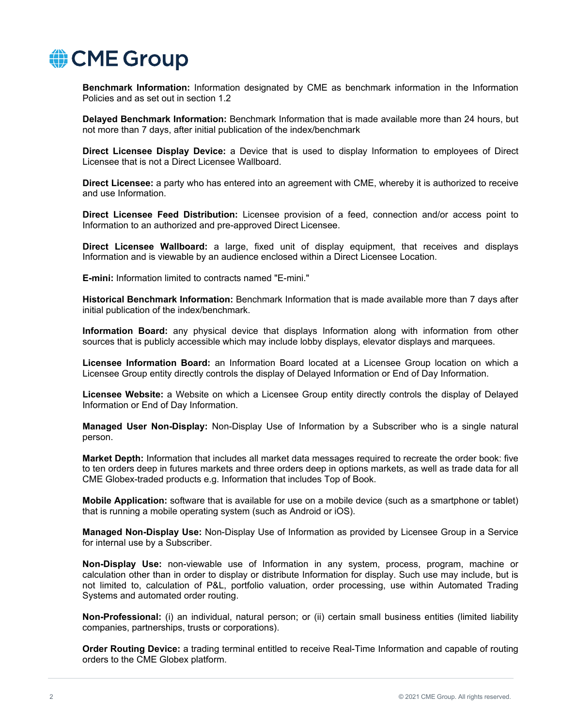**Benchmark Information:** Information designated by CME as benchmark information in the Information Policies and as set out in section 1.2

**Delayed Benchmark Information:** Benchmark Information that is made available more than 24 hours, but not more than 7 days, after initial publication of the index/benchmark

**Direct Licensee Display Device:** a Device that is used to display Information to employees of Direct Licensee that is not a Direct Licensee Wallboard.

**Direct Licensee:** a party who has entered into an agreement with CME, whereby it is authorized to receive and use Information.

**Direct Licensee Feed Distribution:** Licensee provision of a feed, connection and/or access point to Information to an authorized and pre-approved Direct Licensee.

**Direct Licensee Wallboard:** a large, fixed unit of display equipment, that receives and displays Information and is viewable by an audience enclosed within a Direct Licensee Location.

**E-mini:** Information limited to contracts named "E-mini."

**Historical Benchmark Information:** Benchmark Information that is made available more than 7 days after initial publication of the index/benchmark.

**Information Board:** any physical device that displays Information along with information from other sources that is publicly accessible which may include lobby displays, elevator displays and marquees.

**Licensee Information Board:** an Information Board located at a Licensee Group location on which a Licensee Group entity directly controls the display of Delayed Information or End of Day Information.

**Licensee Website:** a Website on which a Licensee Group entity directly controls the display of Delayed Information or End of Day Information.

**Managed User Non-Display:** Non-Display Use of Information by a Subscriber who is a single natural person.

**Market Depth:** Information that includes all market data messages required to recreate the order book: five to ten orders deep in futures markets and three orders deep in options markets, as well as trade data for all CME Globex-traded products e.g. Information that includes Top of Book.

**Mobile Application:** software that is available for use on a mobile device (such as a smartphone or tablet) that is running a mobile operating system (such as Android or iOS).

**Managed Non-Display Use:** Non-Display Use of Information as provided by Licensee Group in a Service for internal use by a Subscriber.

**Non-Display Use:** non-viewable use of Information in any system, process, program, machine or calculation other than in order to display or distribute Information for display. Such use may include, but is not limited to, calculation of P&L, portfolio valuation, order processing, use within Automated Trading Systems and automated order routing.

**Non-Professional:** (i) an individual, natural person; or (ii) certain small business entities (limited liability companies, partnerships, trusts or corporations).

**Order Routing Device:** a trading terminal entitled to receive Real-Time Information and capable of routing orders to the CME Globex platform.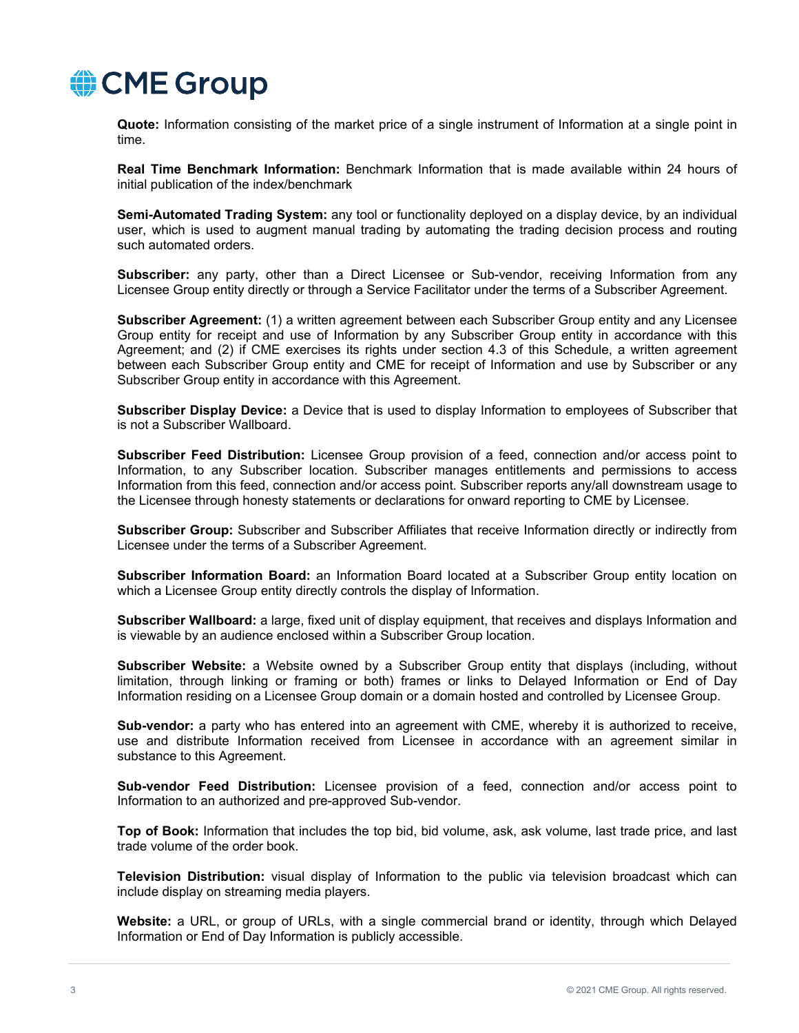**Quote:** Information consisting of the market price of a single instrument of Information at a single point in time.

**Real Time Benchmark Information:** Benchmark Information that is made available within 24 hours of initial publication of the index/benchmark

**Semi-Automated Trading System:** any tool or functionality deployed on a display device, by an individual user, which is used to augment manual trading by automating the trading decision process and routing such automated orders.

**Subscriber:** any party, other than a Direct Licensee or Sub-vendor, receiving Information from any Licensee Group entity directly or through a Service Facilitator under the terms of a Subscriber Agreement.

**Subscriber Agreement:** (1) a written agreement between each Subscriber Group entity and any Licensee Group entity for receipt and use of Information by any Subscriber Group entity in accordance with this Agreement; and (2) if CME exercises its rights under section 4.3 of this Schedule, a written agreement between each Subscriber Group entity and CME for receipt of Information and use by Subscriber or any Subscriber Group entity in accordance with this Agreement.

**Subscriber Display Device:** a Device that is used to display Information to employees of Subscriber that is not a Subscriber Wallboard.

**Subscriber Feed Distribution:** Licensee Group provision of a feed, connection and/or access point to Information, to any Subscriber location. Subscriber manages entitlements and permissions to access Information from this feed, connection and/or access point. Subscriber reports any/all downstream usage to the Licensee through honesty statements or declarations for onward reporting to CME by Licensee.

**Subscriber Group:** Subscriber and Subscriber Affiliates that receive Information directly or indirectly from Licensee under the terms of a Subscriber Agreement.

**Subscriber Information Board:** an Information Board located at a Subscriber Group entity location on which a Licensee Group entity directly controls the display of Information.

**Subscriber Wallboard:** a large, fixed unit of display equipment, that receives and displays Information and is viewable by an audience enclosed within a Subscriber Group location.

**Subscriber Website:** a Website owned by a Subscriber Group entity that displays (including, without limitation, through linking or framing or both) frames or links to Delayed Information or End of Day Information residing on a Licensee Group domain or a domain hosted and controlled by Licensee Group.

**Sub-vendor:** a party who has entered into an agreement with CME, whereby it is authorized to receive, use and distribute Information received from Licensee in accordance with an agreement similar in substance to this Agreement.

**Sub-vendor Feed Distribution:** Licensee provision of a feed, connection and/or access point to Information to an authorized and pre-approved Sub-vendor.

**Top of Book:** Information that includes the top bid, bid volume, ask, ask volume, last trade price, and last trade volume of the order book.

**Television Distribution:** visual display of Information to the public via television broadcast which can include display on streaming media players.

**Website:** a URL, or group of URLs, with a single commercial brand or identity, through which Delayed Information or End of Day Information is publicly accessible.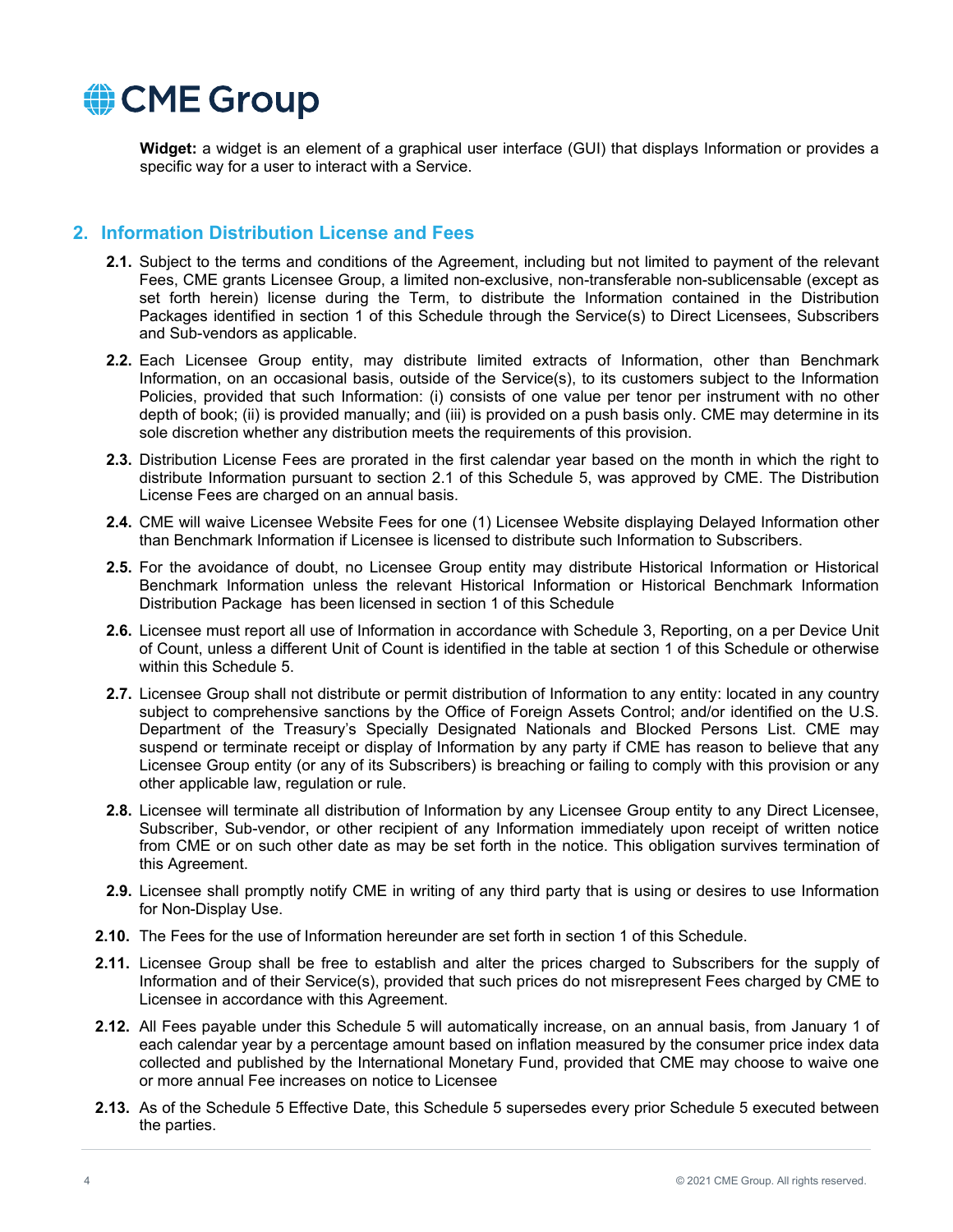**Widget:** a widget is an element of a graphical user interface (GUI) that displays Information or provides a specific way for a user to interact with a Service.

## 2. Information Distribution License and Fees

**2.1.** Subject to the terms and conditions of the Agreement, including but not limited to payment of the relevant Fees, CME grants Licensee Group, a limited non-exclusive, non-transferable non-sublicensable (except as set forth herein) license during the Term, to distribute the Information contained in the Distribution Packages identified in section 1 of this Schedule through the Service(s) to Direct Licensees, Subscribers and Sub-vendors as applicable.

**2.2.** Each Licensee Group entity, may distribute limited extracts of Information, other than Benchmark Information, on an occasional basis, outside of the Service(s), to its customers subject to the Information Policies, provided that such Information: (i) consists of one value per tenor per instrument with no other depth of book; (ii) is provided manually; and (iii) is provided on a push basis only. CME may determine in its sole discretion whether any distribution meets the requirements of this provision.

**2.3.** Distribution License Fees are prorated in the first calendar year based on the month in which the right to distribute Information pursuant to section 2.1 of this Schedule 5, was approved by CME. The Distribution License Fees are charged on an annual basis.

**2.4.** CME will waive Licensee Website Fees for one (1) Licensee Website displaying Delayed Information other than Benchmark Information if Licensee is licensed to distribute such Information to Subscribers.

**2.5.** For the avoidance of doubt, no Licensee Group entity may distribute Historical Information or Historical Benchmark Information unless the relevant Historical Information or Historical Benchmark Information Distribution Package has been licensed in section 1 of this Schedule

**2.6.** Licensee must report all use of Information in accordance with Schedule 3, Reporting, on a per Device Unit of Count, unless a different Unit of Count is identified in the table at section 1 of this Schedule or otherwise within this Schedule 5.

**2.7.** Licensee Group shall not distribute or permit distribution of Information to any entity: located in any country subject to comprehensive sanctions by the Office of Foreign Assets Control; and/or identified on the U.S. Department of the Treasury's Specially Designated Nationals and Blocked Persons List. CME may suspend or terminate receipt or display of Information by any party if CME has reason to believe that any Licensee Group entity (or any of its Subscribers) is breaching or failing to comply with this provision or any other applicable law, regulation or rule.

**2.8.** Licensee will terminate all distribution of Information by any Licensee Group entity to any Direct Licensee, Subscriber, Sub-vendor, or other recipient of any Information immediately upon receipt of written notice from CME or on such other date as may be set forth in the notice. This obligation survives termination of this Agreement.

**2.9.** Licensee shall promptly notify CME in writing of any third party that is using or desires to use Information for Non-Display Use.

**2.10.** The Fees for the use of Information hereunder are set forth in section 1 of this Schedule.

**2.11.** Licensee Group shall be free to establish and alter the prices charged to Subscribers for the supply of Information and of their Service(s), provided that such prices do not misrepresent Fees charged by CME to Licensee in accordance with this Agreement.

**2.12.** All Fees payable under this Schedule 5 will automatically increase, on an annual basis, from January 1 of each calendar year by a percentage amount based on inflation measured by the consumer price index data collected and published by the International Monetary Fund, provided that CME may choose to waive one or more annual Fee increases on notice to Licensee

**2.13.** As of the Schedule 5 Effective Date, this Schedule 5 supersedes every prior Schedule 5 executed between the parties.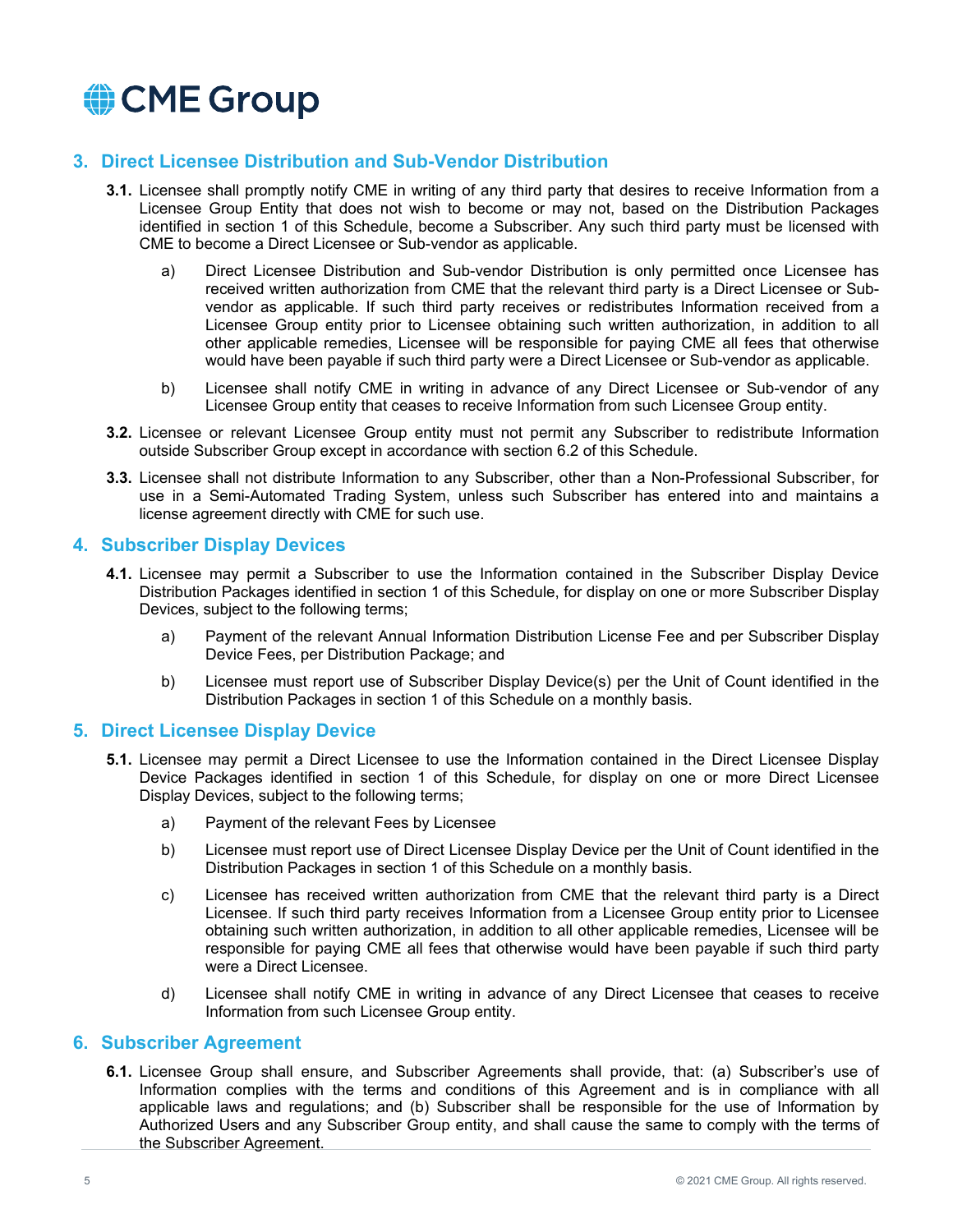## 3. Direct Licensee Distribution and Sub-Vendor Distribution

**3.1.** Licensee shall promptly notify CME in writing of any third party that desires to receive Information from a Licensee Group Entity that does not wish to become or may not, based on the Distribution Packages identified in section 1 of this Schedule, become a Subscriber. Any such third party must be licensed with CME to become a Direct Licensee or Sub-vendor as applicable.

a) Direct Licensee Distribution and Sub-vendor Distribution is only permitted once Licensee has received written authorization from CME that the relevant third party is a Direct Licensee or Sub-vendor as applicable. If such third party receives or redistributes Information received from a Licensee Group entity prior to Licensee obtaining such written authorization, in addition to all other applicable remedies, Licensee will be responsible for paying CME all fees that otherwise would have been payable if such third party were a Direct Licensee or Sub-vendor as applicable.

b) Licensee shall notify CME in writing in advance of any Direct Licensee or Sub-vendor of any Licensee Group entity that ceases to receive Information from such Licensee Group entity.

**3.2.** Licensee or relevant Licensee Group entity must not permit any Subscriber to redistribute Information outside Subscriber Group except in accordance with section 6.2 of this Schedule.

**3.3.** Licensee shall not distribute Information to any Subscriber, other than a Non-Professional Subscriber, for use in a Semi-Automated Trading System, unless such Subscriber has entered into and maintains a license agreement directly with CME for such use.

## 4. Subscriber Display Devices

**4.1.** Licensee may permit a Subscriber to use the Information contained in the Subscriber Display Device Distribution Packages identified in section 1 of this Schedule, for display on one or more Subscriber Display Devices, subject to the following terms;

a) Payment of the relevant Annual Information Distribution License Fee and per Subscriber Display Device Fees, per Distribution Package; and

b) Licensee must report use of Subscriber Display Device(s) per the Unit of Count identified in the Distribution Packages in section 1 of this Schedule on a monthly basis.

## 5. Direct Licensee Display Device

**5.1.** Licensee may permit a Direct Licensee to use the Information contained in the Direct Licensee Display Device Packages identified in section 1 of this Schedule, for display on one or more Direct Licensee Display Devices, subject to the following terms;

a) Payment of the relevant Fees by Licensee

b) Licensee must report use of Direct Licensee Display Device per the Unit of Count identified in the Distribution Packages in section 1 of this Schedule on a monthly basis.

c) Licensee has received written authorization from CME that the relevant third party is a Direct Licensee. If such third party receives Information from a Licensee Group entity prior to Licensee obtaining such written authorization, in addition to all other applicable remedies, Licensee will be responsible for paying CME all fees that otherwise would have been payable if such third party were a Direct Licensee.

d) Licensee shall notify CME in writing in advance of any Direct Licensee that ceases to receive Information from such Licensee Group entity.

## 6. Subscriber Agreement

**6.1.** Licensee Group shall ensure, and Subscriber Agreements shall provide, that: (a) Subscriber's use of Information complies with the terms and conditions of this Agreement and is in compliance with all applicable laws and regulations; and (b) Subscriber shall be responsible for the use of Information by Authorized Users and any Subscriber Group entity, and shall cause the same to comply with the terms of the Subscriber Agreement.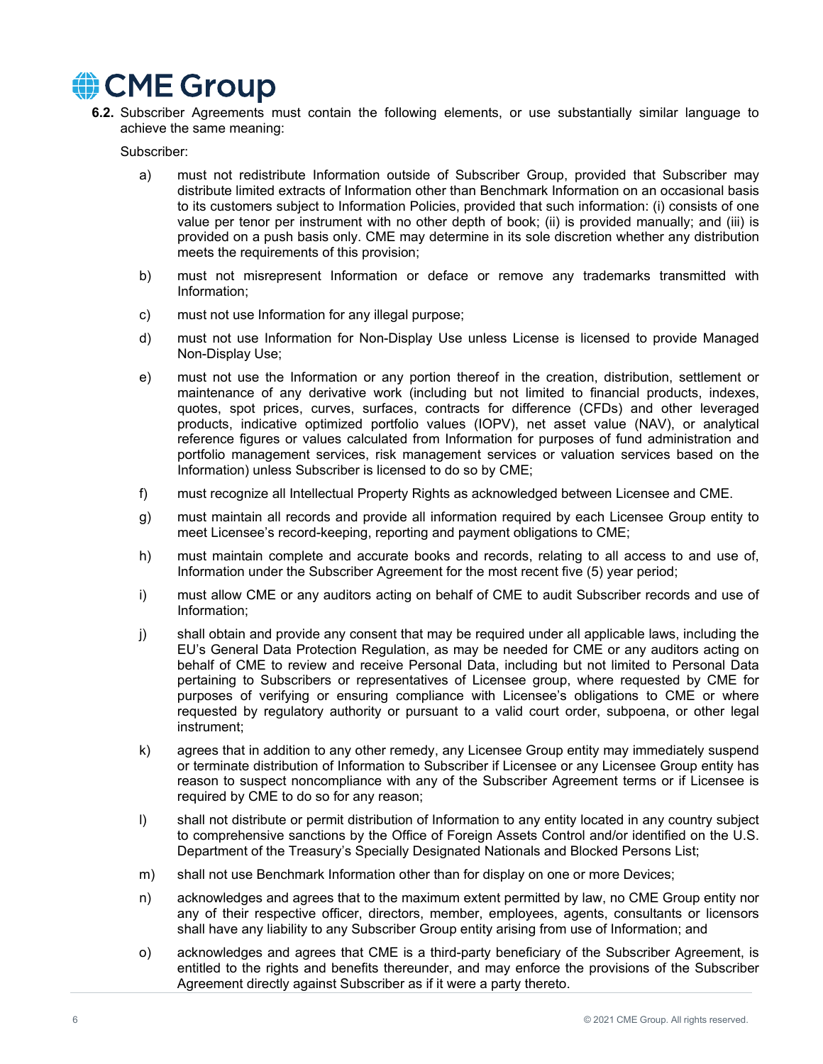**6.2.** Subscriber Agreements must contain the following elements, or use substantially similar language to achieve the same meaning:

Subscriber:

a) must not redistribute Information outside of Subscriber Group, provided that Subscriber may distribute limited extracts of Information other than Benchmark Information on an occasional basis to its customers subject to Information Policies, provided that such information: (i) consists of one value per tenor per instrument with no other depth of book; (ii) is provided manually; and (iii) is provided on a push basis only. CME may determine in its sole discretion whether any distribution meets the requirements of this provision;

b) must not misrepresent Information or deface or remove any trademarks transmitted with Information;

c) must not use Information for any illegal purpose;

d) must not use Information for Non-Display Use unless License is licensed to provide Managed Non-Display Use;

e) must not use the Information or any portion thereof in the creation, distribution, settlement or maintenance of any derivative work (including but not limited to financial products, indexes, quotes, spot prices, curves, surfaces, contracts for difference (CFDs) and other leveraged products, indicative optimized portfolio values (IOPV), net asset value (NAV), or analytical reference figures or values calculated from Information for purposes of fund administration and portfolio management services, risk management services or valuation services based on the Information) unless Subscriber is licensed to do so by CME;

f) must recognize all Intellectual Property Rights as acknowledged between Licensee and CME.

g) must maintain all records and provide all information required by each Licensee Group entity to meet Licensee's record-keeping, reporting and payment obligations to CME;

h) must maintain complete and accurate books and records, relating to all access to and use of, Information under the Subscriber Agreement for the most recent five (5) year period;

i) must allow CME or any auditors acting on behalf of CME to audit Subscriber records and use of Information;

j) shall obtain and provide any consent that may be required under all applicable laws, including the EU's General Data Protection Regulation, as may be needed for CME or any auditors acting on behalf of CME to review and receive Personal Data, including but not limited to Personal Data pertaining to Subscribers or representatives of Licensee group, where requested by CME for purposes of verifying or ensuring compliance with Licensee's obligations to CME or where requested by regulatory authority or pursuant to a valid court order, subpoena, or other legal instrument;

k) agrees that in addition to any other remedy, any Licensee Group entity may immediately suspend or terminate distribution of Information to Subscriber if Licensee or any Licensee Group entity has reason to suspect noncompliance with any of the Subscriber Agreement terms or if Licensee is required by CME to do so for any reason;

l) shall not distribute or permit distribution of Information to any entity located in any country subject to comprehensive sanctions by the Office of Foreign Assets Control and/or identified on the U.S. Department of the Treasury's Specially Designated Nationals and Blocked Persons List;

m) shall not use Benchmark Information other than for display on one or more Devices;

n) acknowledges and agrees that to the maximum extent permitted by law, no CME Group entity nor any of their respective officer, directors, member, employees, agents, consultants or licensors shall have any liability to any Subscriber Group entity arising from use of Information; and

o) acknowledges and agrees that CME is a third-party beneficiary of the Subscriber Agreement, is entitled to the rights and benefits thereunder, and may enforce the provisions of the Subscriber Agreement directly against Subscriber as if it were a party thereto.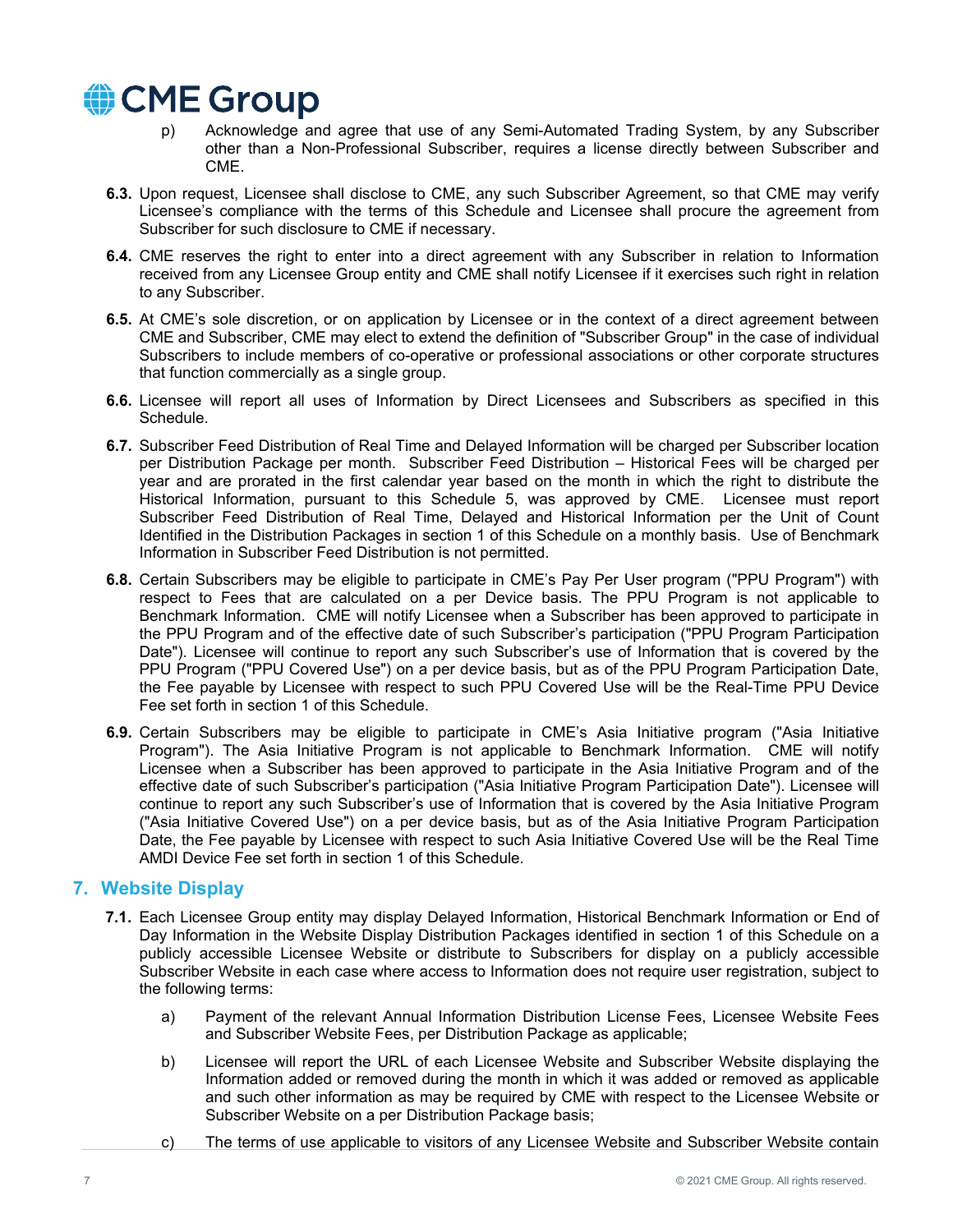p) Acknowledge and agree that use of any Semi-Automated Trading System, by any Subscriber other than a Non-Professional Subscriber, requires a license directly between Subscriber and CME.

**6.3.** Upon request, Licensee shall disclose to CME, any such Subscriber Agreement, so that CME may verify Licensee's compliance with the terms of this Schedule and Licensee shall procure the agreement from Subscriber for such disclosure to CME if necessary.

**6.4.** CME reserves the right to enter into a direct agreement with any Subscriber in relation to Information received from any Licensee Group entity and CME shall notify Licensee if it exercises such right in relation to any Subscriber.

**6.5.** At CME's sole discretion, or on application by Licensee or in the context of a direct agreement between CME and Subscriber, CME may elect to extend the definition of "Subscriber Group" in the case of individual Subscribers to include members of co-operative or professional associations or other corporate structures that function commercially as a single group.

**6.6.** Licensee will report all uses of Information by Direct Licensees and Subscribers as specified in this Schedule.

**6.7.** Subscriber Feed Distribution of Real Time and Delayed Information will be charged per Subscriber location per Distribution Package per month. Subscriber Feed Distribution – Historical Fees will be charged per year and are prorated in the first calendar year based on the month in which the right to distribute the Historical Information, pursuant to this Schedule 5, was approved by CME. Licensee must report Subscriber Feed Distribution of Real Time, Delayed and Historical Information per the Unit of Count Identified in the Distribution Packages in section 1 of this Schedule on a monthly basis. Use of Benchmark Information in Subscriber Feed Distribution is not permitted.

**6.8.** Certain Subscribers may be eligible to participate in CME's Pay Per User program ("PPU Program") with respect to Fees that are calculated on a per Device basis. The PPU Program is not applicable to Benchmark Information. CME will notify Licensee when a Subscriber has been approved to participate in the PPU Program and of the effective date of such Subscriber's participation ("PPU Program Participation Date"). Licensee will continue to report any such Subscriber's use of Information that is covered by the PPU Program ("PPU Covered Use") on a per device basis, but as of the PPU Program Participation Date, the Fee payable by Licensee with respect to such PPU Covered Use will be the Real-Time PPU Device Fee set forth in section 1 of this Schedule.

**6.9.** Certain Subscribers may be eligible to participate in CME's Asia Initiative program ("Asia Initiative Program"). The Asia Initiative Program is not applicable to Benchmark Information. CME will notify Licensee when a Subscriber has been approved to participate in the Asia Initiative Program and of the effective date of such Subscriber's participation ("Asia Initiative Program Participation Date"). Licensee will continue to report any such Subscriber's use of Information that is covered by the Asia Initiative Program ("Asia Initiative Covered Use") on a per device basis, but as of the Asia Initiative Program Participation Date, the Fee payable by Licensee with respect to such Asia Initiative Covered Use will be the Real Time AMDI Device Fee set forth in section 1 of this Schedule.

## 7. Website Display

**7.1.** Each Licensee Group entity may display Delayed Information, Historical Benchmark Information or End of Day Information in the Website Display Distribution Packages identified in section 1 of this Schedule on a publicly accessible Licensee Website or distribute to Subscribers for display on a publicly accessible Subscriber Website in each case where access to Information does not require user registration, subject to the following terms:

a) Payment of the relevant Annual Information Distribution License Fees, Licensee Website Fees and Subscriber Website Fees, per Distribution Package as applicable;

b) Licensee will report the URL of each Licensee Website and Subscriber Website displaying the Information added or removed during the month in which it was added or removed as applicable and such other information as may be required by CME with respect to the Licensee Website or Subscriber Website on a per Distribution Package basis;

c) The terms of use applicable to visitors of any Licensee Website and Subscriber Website contain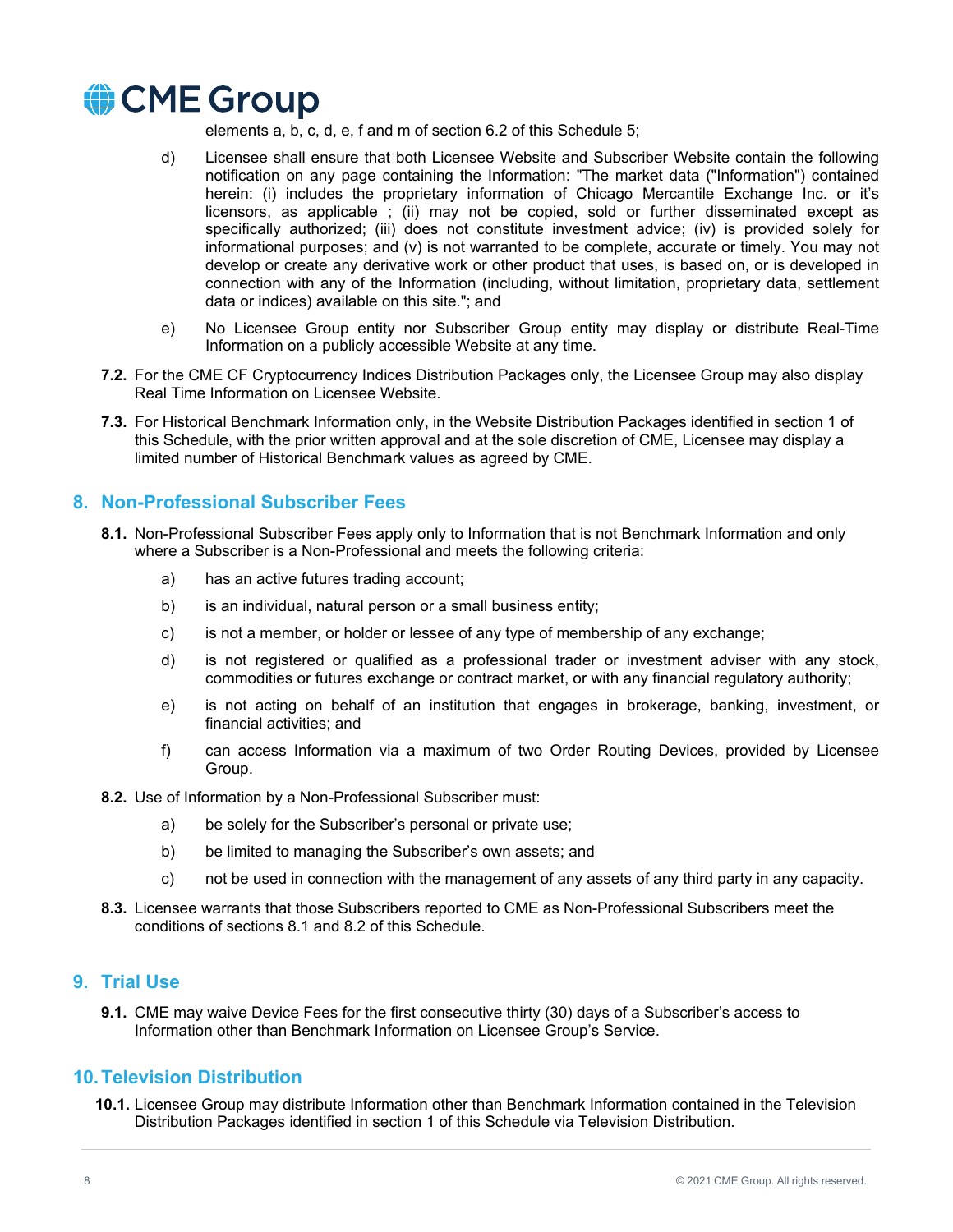elements a, b, c, d, e, f and m of section 6.2 of this Schedule 5;

d) Licensee shall ensure that both Licensee Website and Subscriber Website contain the following notification on any page containing the Information: "The market data ("Information") contained herein: (i) includes the proprietary information of Chicago Mercantile Exchange Inc. or it's licensors, as applicable ; (ii) may not be copied, sold or further disseminated except as specifically authorized; (iii) does not constitute investment advice; (iv) is provided solely for informational purposes; and (v) is not warranted to be complete, accurate or timely. You may not develop or create any derivative work or other product that uses, is based on, or is developed in connection with any of the Information (including, without limitation, proprietary data, settlement data or indices) available on this site."; and

e) No Licensee Group entity nor Subscriber Group entity may display or distribute Real-Time Information on a publicly accessible Website at any time.

**7.2.** For the CME CF Cryptocurrency Indices Distribution Packages only, the Licensee Group may also display Real Time Information on Licensee Website.

**7.3.** For Historical Benchmark Information only, in the Website Distribution Packages identified in section 1 of this Schedule, with the prior written approval and at the sole discretion of CME, Licensee may display a limited number of Historical Benchmark values as agreed by CME.

## 8. Non-Professional Subscriber Fees

**8.1.** Non-Professional Subscriber Fees apply only to Information that is not Benchmark Information and only where a Subscriber is a Non-Professional and meets the following criteria:

a) has an active futures trading account;

b) is an individual, natural person or a small business entity;

c) is not a member, or holder or lessee of any type of membership of any exchange;

d) is not registered or qualified as a professional trader or investment adviser with any stock, commodities or futures exchange or contract market, or with any financial regulatory authority;

e) is not acting on behalf of an institution that engages in brokerage, banking, investment, or financial activities; and

f) can access Information via a maximum of two Order Routing Devices, provided by Licensee Group.

**8.2.** Use of Information by a Non-Professional Subscriber must:

a) be solely for the Subscriber's personal or private use;

b) be limited to managing the Subscriber's own assets; and

c) not be used in connection with the management of any assets of any third party in any capacity.

**8.3.** Licensee warrants that those Subscribers reported to CME as Non-Professional Subscribers meet the conditions of sections 8.1 and 8.2 of this Schedule.

## 9. Trial Use

**9.1.** CME may waive Device Fees for the first consecutive thirty (30) days of a Subscriber's access to Information other than Benchmark Information on Licensee Group's Service.

## 10. Television Distribution

**10.1.** Licensee Group may distribute Information other than Benchmark Information contained in the Television Distribution Packages identified in section 1 of this Schedule via Television Distribution.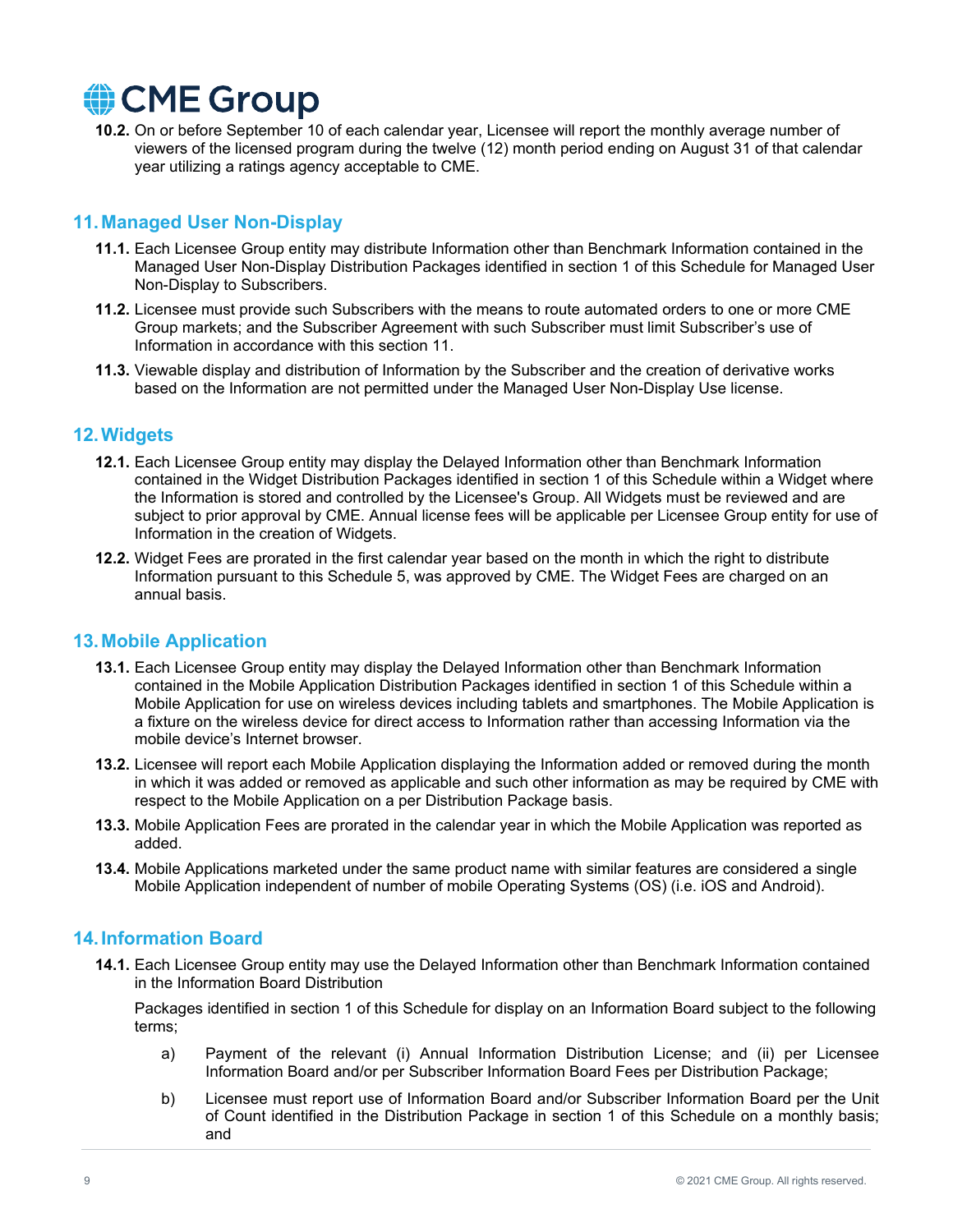**10.2.** On or before September 10 of each calendar year, Licensee will report the monthly average number of viewers of the licensed program during the twelve (12) month period ending on August 31 of that calendar year utilizing a ratings agency acceptable to CME.

## 11. Managed User Non-Display

**11.1.** Each Licensee Group entity may distribute Information other than Benchmark Information contained in the Managed User Non-Display Distribution Packages identified in section 1 of this Schedule for Managed User Non-Display to Subscribers.

**11.2.** Licensee must provide such Subscribers with the means to route automated orders to one or more CME Group markets; and the Subscriber Agreement with such Subscriber must limit Subscriber's use of Information in accordance with this section 11.

**11.3.** Viewable display and distribution of Information by the Subscriber and the creation of derivative works based on the Information are not permitted under the Managed User Non-Display Use license.

## 12. Widgets

**12.1.** Each Licensee Group entity may display the Delayed Information other than Benchmark Information contained in the Widget Distribution Packages identified in section 1 of this Schedule within a Widget where the Information is stored and controlled by the Licensee's Group. All Widgets must be reviewed and are subject to prior approval by CME. Annual license fees will be applicable per Licensee Group entity for use of Information in the creation of Widgets.

**12.2.** Widget Fees are prorated in the first calendar year based on the month in which the right to distribute Information pursuant to this Schedule 5, was approved by CME. The Widget Fees are charged on an annual basis.

## 13. Mobile Application

**13.1.** Each Licensee Group entity may display the Delayed Information other than Benchmark Information contained in the Mobile Application Distribution Packages identified in section 1 of this Schedule within a Mobile Application for use on wireless devices including tablets and smartphones. The Mobile Application is a fixture on the wireless device for direct access to Information rather than accessing Information via the mobile device's Internet browser.

**13.2.** Licensee will report each Mobile Application displaying the Information added or removed during the month in which it was added or removed as applicable and such other information as may be required by CME with respect to the Mobile Application on a per Distribution Package basis.

**13.3.** Mobile Application Fees are prorated in the calendar year in which the Mobile Application was reported as added.

**13.4.** Mobile Applications marketed under the same product name with similar features are considered a single Mobile Application independent of number of mobile Operating Systems (OS) (i.e. iOS and Android).

## 14. Information Board

**14.1.** Each Licensee Group entity may use the Delayed Information other than Benchmark Information contained in the Information Board Distribution

Packages identified in section 1 of this Schedule for display on an Information Board subject to the following terms;

a) Payment of the relevant (i) Annual Information Distribution License; and (ii) per Licensee Information Board and/or per Subscriber Information Board Fees per Distribution Package;

b) Licensee must report use of Information Board and/or Subscriber Information Board per the Unit of Count identified in the Distribution Package in section 1 of this Schedule on a monthly basis; and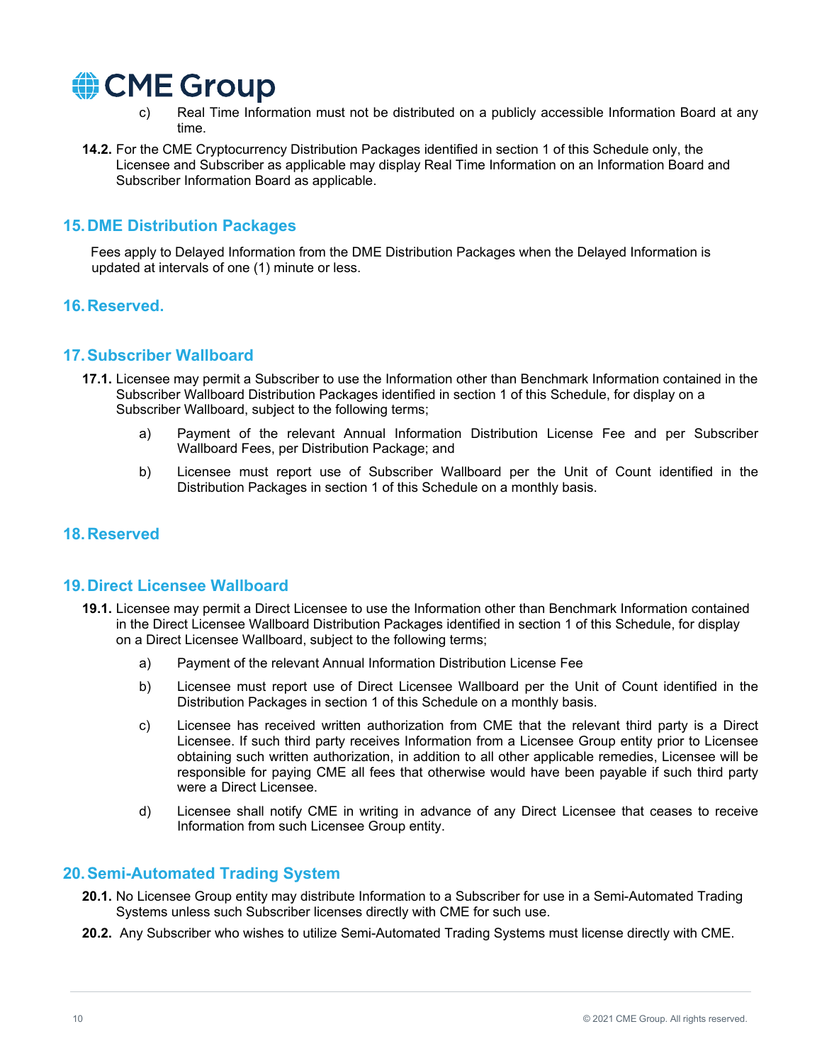c) Real Time Information must not be distributed on a publicly accessible Information Board at any time.

**14.2.** For the CME Cryptocurrency Distribution Packages identified in section 1 of this Schedule only, the Licensee and Subscriber as applicable may display Real Time Information on an Information Board and Subscriber Information Board as applicable.

## 15. DME Distribution Packages

Fees apply to Delayed Information from the DME Distribution Packages when the Delayed Information is updated at intervals of one (1) minute or less.

## 16. Reserved.

## 17. Subscriber Wallboard

**17.1.** Licensee may permit a Subscriber to use the Information other than Benchmark Information contained in the Subscriber Wallboard Distribution Packages identified in section 1 of this Schedule, for display on a Subscriber Wallboard, subject to the following terms;

a) Payment of the relevant Annual Information Distribution License Fee and per Subscriber Wallboard Fees, per Distribution Package; and

b) Licensee must report use of Subscriber Wallboard per the Unit of Count identified in the Distribution Packages in section 1 of this Schedule on a monthly basis.

## 18. Reserved

## 19. Direct Licensee Wallboard

**19.1.** Licensee may permit a Direct Licensee to use the Information other than Benchmark Information contained in the Direct Licensee Wallboard Distribution Packages identified in section 1 of this Schedule, for display on a Direct Licensee Wallboard, subject to the following terms;

a) Payment of the relevant Annual Information Distribution License Fee

b) Licensee must report use of Direct Licensee Wallboard per the Unit of Count identified in the Distribution Packages in section 1 of this Schedule on a monthly basis.

c) Licensee has received written authorization from CME that the relevant third party is a Direct Licensee. If such third party receives Information from a Licensee Group entity prior to Licensee obtaining such written authorization, in addition to all other applicable remedies, Licensee will be responsible for paying CME all fees that otherwise would have been payable if such third party were a Direct Licensee.

d) Licensee shall notify CME in writing in advance of any Direct Licensee that ceases to receive Information from such Licensee Group entity.

## 20. Semi-Automated Trading System

**20.1.** No Licensee Group entity may distribute Information to a Subscriber for use in a Semi-Automated Trading Systems unless such Subscriber licenses directly with CME for such use.

**20.2.** Any Subscriber who wishes to utilize Semi-Automated Trading Systems must license directly with CME.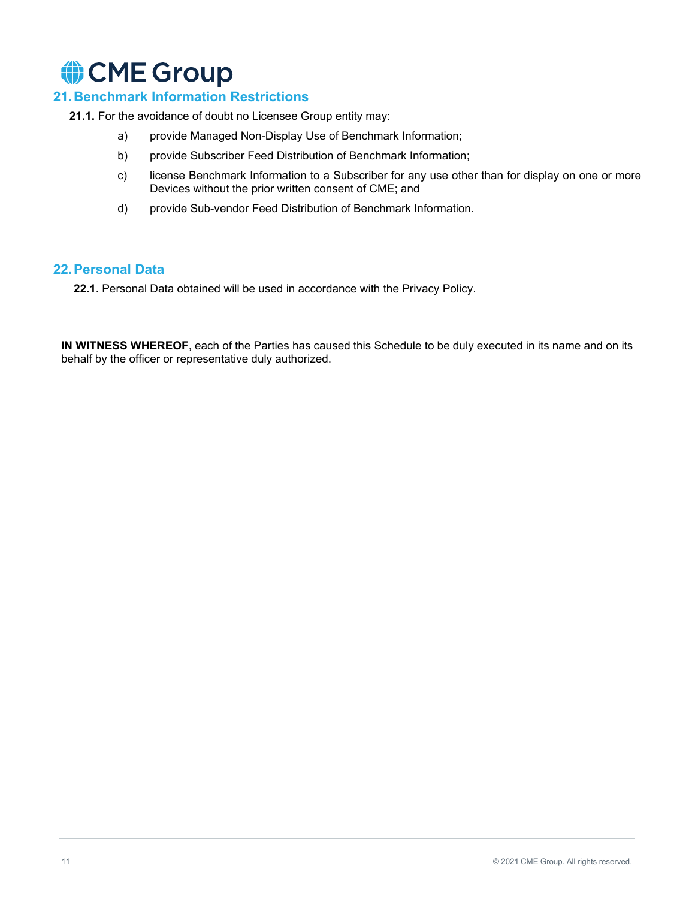## 21. Benchmark Information Restrictions

**21.1.** For the avoidance of doubt no Licensee Group entity may:

a) provide Managed Non-Display Use of Benchmark Information;

b) provide Subscriber Feed Distribution of Benchmark Information;

c) license Benchmark Information to a Subscriber for any use other than for display on one or more Devices without the prior written consent of CME; and

d) provide Sub-vendor Feed Distribution of Benchmark Information.

## 22. Personal Data

**22.1.** Personal Data obtained will be used in accordance with the Privacy Policy.

**IN WITNESS WHEREOF**, each of the Parties has caused this Schedule to be duly executed in its name and on its behalf by the officer or representative duly authorized.